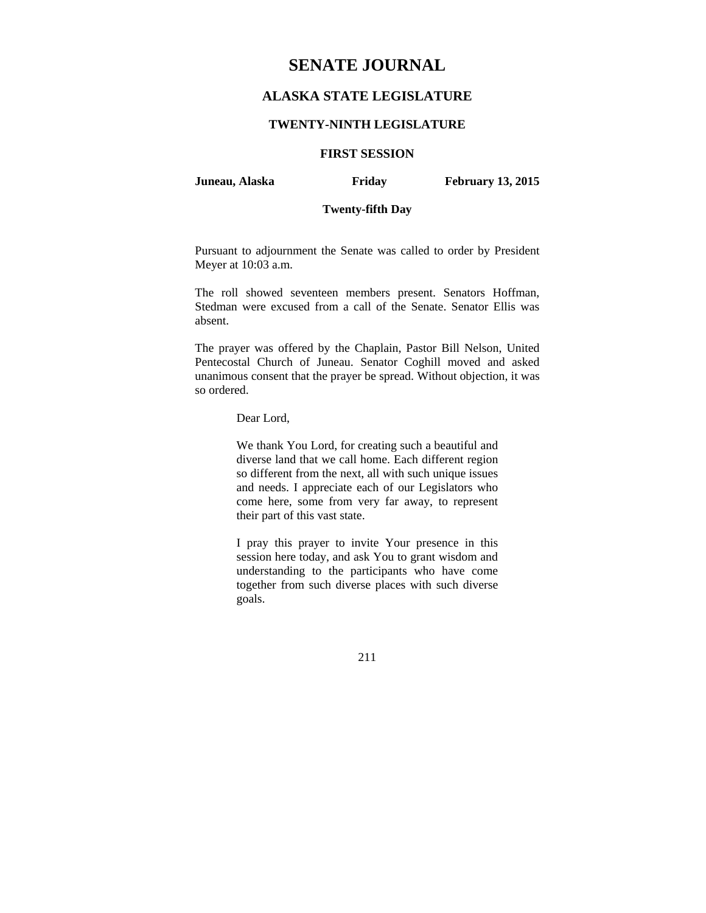# SENATE JOURNAL

## ALASKA STATE LEGISLATURE

### TWENTY-NINTH LEGISLATURE

### FIRST SESSION

**Juneau, Alaska** **Friday** **February 13, 2015**

**Twenty-fifth Day**

Pursuant to adjournment the Senate was called to order by President Meyer at 10:03 a.m.

The roll showed seventeen members present. Senators Hoffman, Stedman were excused from a call of the Senate. Senator Ellis was absent.

The prayer was offered by the Chaplain, Pastor Bill Nelson, United Pentecostal Church of Juneau. Senator Coghill moved and asked unanimous consent that the prayer be spread. Without objection, it was so ordered.

> Dear Lord,
>
> We thank You Lord, for creating such a beautiful and diverse land that we call home. Each different region so different from the next, all with such unique issues and needs. I appreciate each of our Legislators who come here, some from very far away, to represent their part of this vast state.
>
> I pray this prayer to invite Your presence in this session here today, and ask You to grant wisdom and understanding to the participants who have come together from such diverse places with such diverse goals.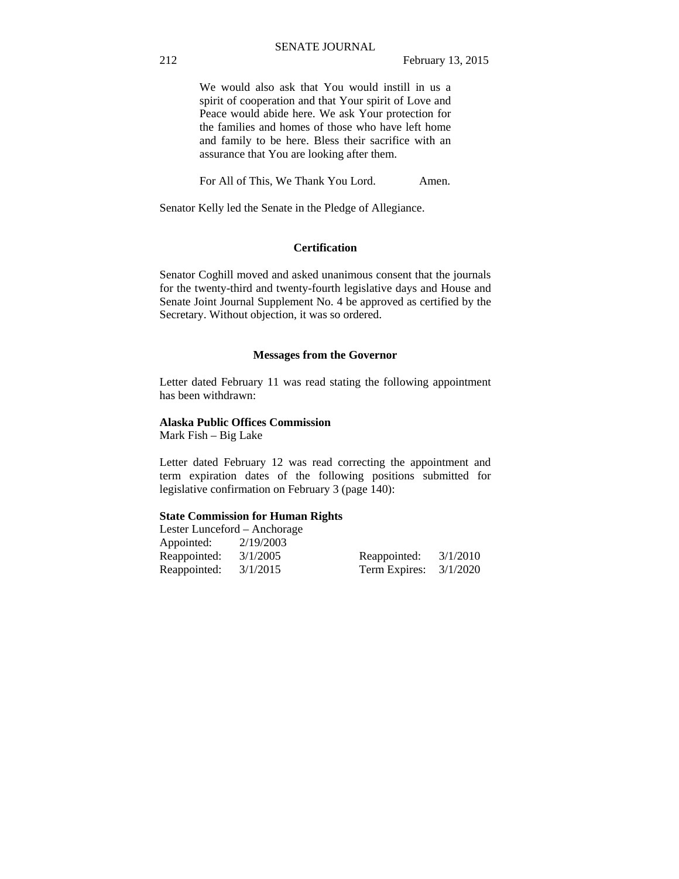> We would also ask that You would instill in us a spirit of cooperation and that Your spirit of Love and Peace would abide here. We ask Your protection for the families and homes of those who have left home and family to be here. Bless their sacrifice with an assurance that You are looking after them.
>
> For All of This, We Thank You Lord. Amen.

Senator Kelly led the Senate in the Pledge of Allegiance.

### Certification

Senator Coghill moved and asked unanimous consent that the journals for the twenty-third and twenty-fourth legislative days and House and Senate Joint Journal Supplement No. 4 be approved as certified by the Secretary. Without objection, it was so ordered.

### Messages from the Governor

Letter dated February 11 was read stating the following appointment has been withdrawn:

**Alaska Public Offices Commission**
Mark Fish – Big Lake

Letter dated February 12 was read correcting the appointment and term expiration dates of the following positions submitted for legislative confirmation on February 3 (page 140):

**State Commission for Human Rights**
Lester Lunceford – Anchorage

| | | | |
|---|---|---|---|
| Appointed: | 2/19/2003 | | |
| Reappointed: | 3/1/2005 | Reappointed: | 3/1/2010 |
| Reappointed: | 3/1/2015 | Term Expires: | 3/1/2020 |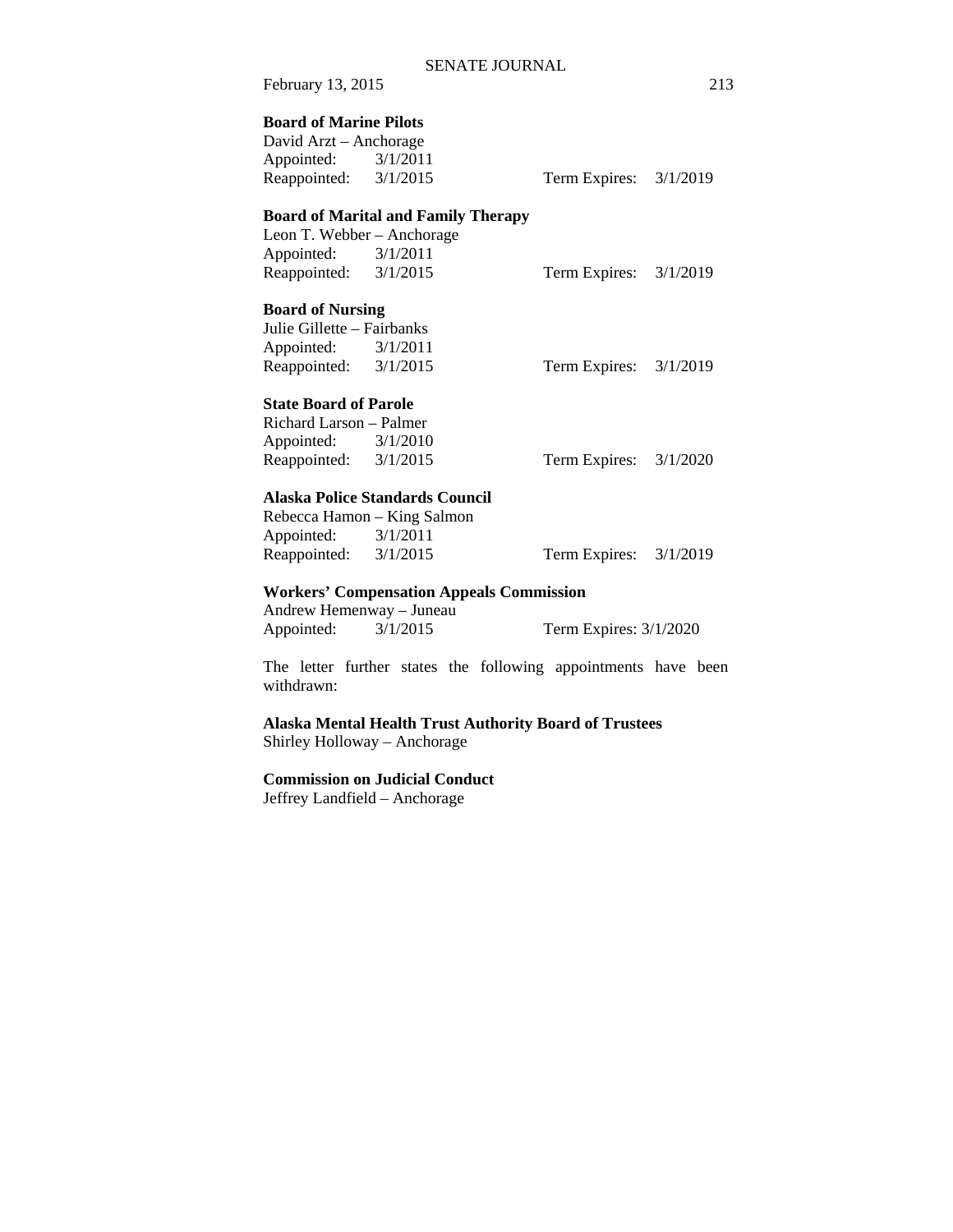**Board of Marine Pilots**
David Arzt – Anchorage
Appointed: 3/1/2011
Reappointed: 3/1/2015 Term Expires: 3/1/2019

**Board of Marital and Family Therapy**
Leon T. Webber – Anchorage
Appointed: 3/1/2011
Reappointed: 3/1/2015 Term Expires: 3/1/2019

**Board of Nursing**
Julie Gillette – Fairbanks
Appointed: 3/1/2011
Reappointed: 3/1/2015 Term Expires: 3/1/2019

**State Board of Parole**
Richard Larson – Palmer
Appointed: 3/1/2010
Reappointed: 3/1/2015 Term Expires: 3/1/2020

**Alaska Police Standards Council**
Rebecca Hamon – King Salmon
Appointed: 3/1/2011
Reappointed: 3/1/2015 Term Expires: 3/1/2019

**Workers' Compensation Appeals Commission**
Andrew Hemenway – Juneau
Appointed: 3/1/2015 Term Expires: 3/1/2020

The letter further states the following appointments have been withdrawn:

**Alaska Mental Health Trust Authority Board of Trustees**
Shirley Holloway – Anchorage

**Commission on Judicial Conduct**
Jeffrey Landfield – Anchorage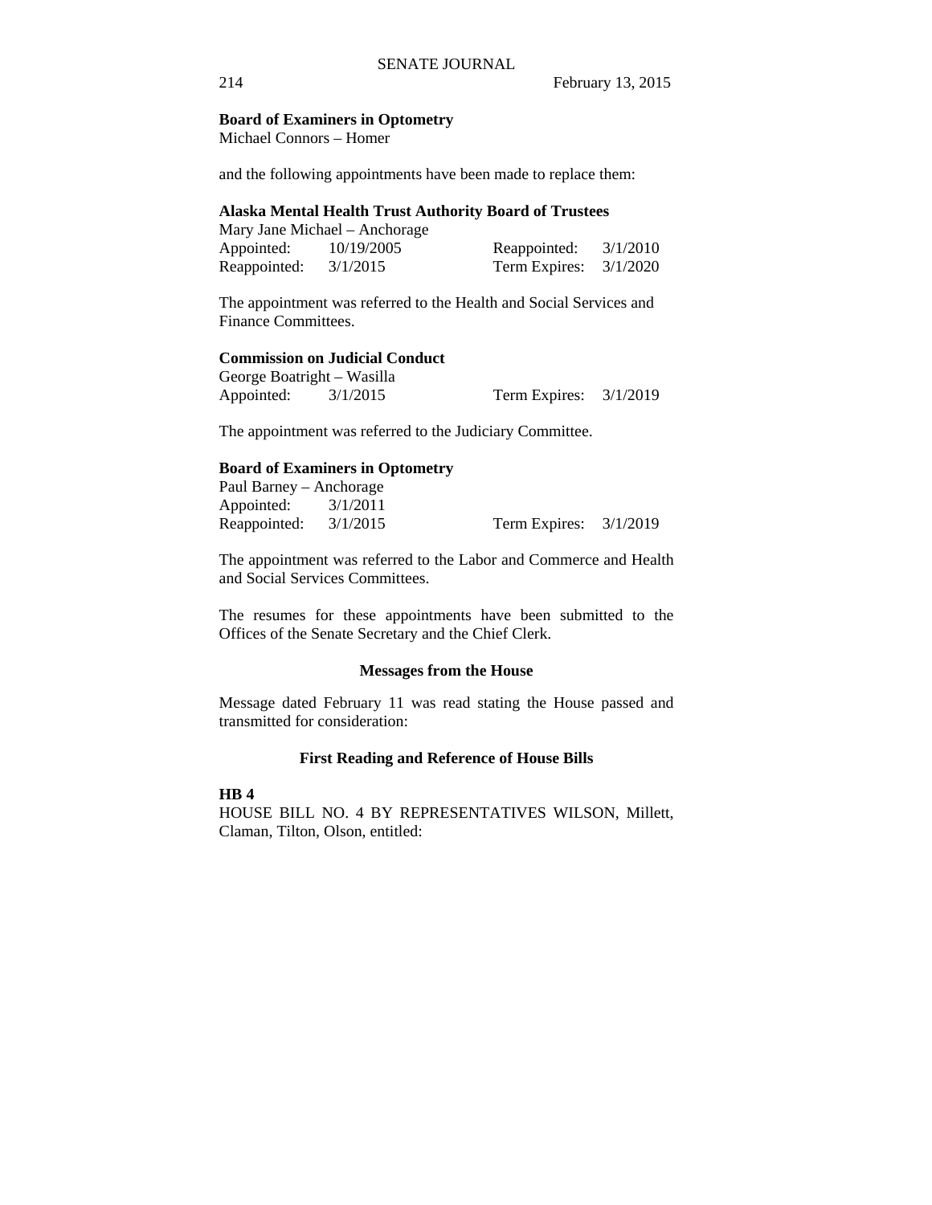**Board of Examiners in Optometry**
Michael Connors – Homer

and the following appointments have been made to replace them:

**Alaska Mental Health Trust Authority Board of Trustees**
Mary Jane Michael – Anchorage

| | | | |
|---|---|---|---|
| Appointed: | 10/19/2005 | Reappointed: | 3/1/2010 |
| Reappointed: | 3/1/2015 | Term Expires: | 3/1/2020 |

The appointment was referred to the Health and Social Services and Finance Committees.

**Commission on Judicial Conduct**
George Boatright – Wasilla

| | | | |
|---|---|---|---|
| Appointed: | 3/1/2015 | Term Expires: | 3/1/2019 |

The appointment was referred to the Judiciary Committee.

**Board of Examiners in Optometry**
Paul Barney – Anchorage

| | | | |
|---|---|---|---|
| Appointed: | 3/1/2011 | | |
| Reappointed: | 3/1/2015 | Term Expires: | 3/1/2019 |

The appointment was referred to the Labor and Commerce and Health and Social Services Committees.

The resumes for these appointments have been submitted to the Offices of the Senate Secretary and the Chief Clerk.

## Messages from the House

Message dated February 11 was read stating the House passed and transmitted for consideration:

## First Reading and Reference of House Bills

**HB 4**
HOUSE BILL NO. 4 BY REPRESENTATIVES WILSON, Millett, Claman, Tilton, Olson, entitled: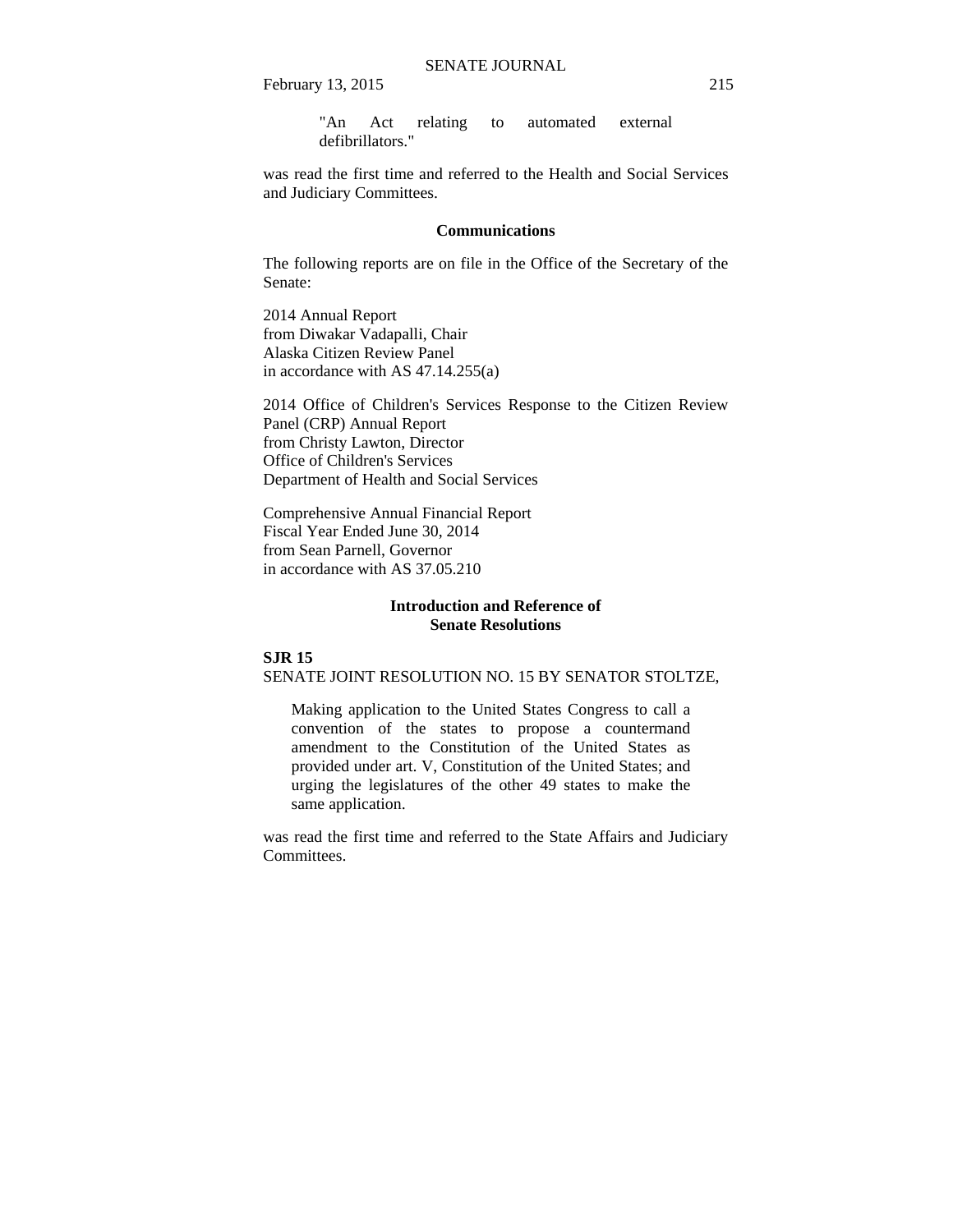"An Act relating to automated external defibrillators."

was read the first time and referred to the Health and Social Services and Judiciary Committees.

## Communications

The following reports are on file in the Office of the Secretary of the Senate:

2014 Annual Report
from Diwakar Vadapalli, Chair
Alaska Citizen Review Panel
in accordance with AS 47.14.255(a)

2014 Office of Children's Services Response to the Citizen Review Panel (CRP) Annual Report
from Christy Lawton, Director
Office of Children's Services
Department of Health and Social Services

Comprehensive Annual Financial Report
Fiscal Year Ended June 30, 2014
from Sean Parnell, Governor
in accordance with AS 37.05.210

## Introduction and Reference of Senate Resolutions

**SJR 15**
SENATE JOINT RESOLUTION NO. 15 BY SENATOR STOLTZE,

> Making application to the United States Congress to call a convention of the states to propose a countermand amendment to the Constitution of the United States as provided under art. V, Constitution of the United States; and urging the legislatures of the other 49 states to make the same application.

was read the first time and referred to the State Affairs and Judiciary Committees.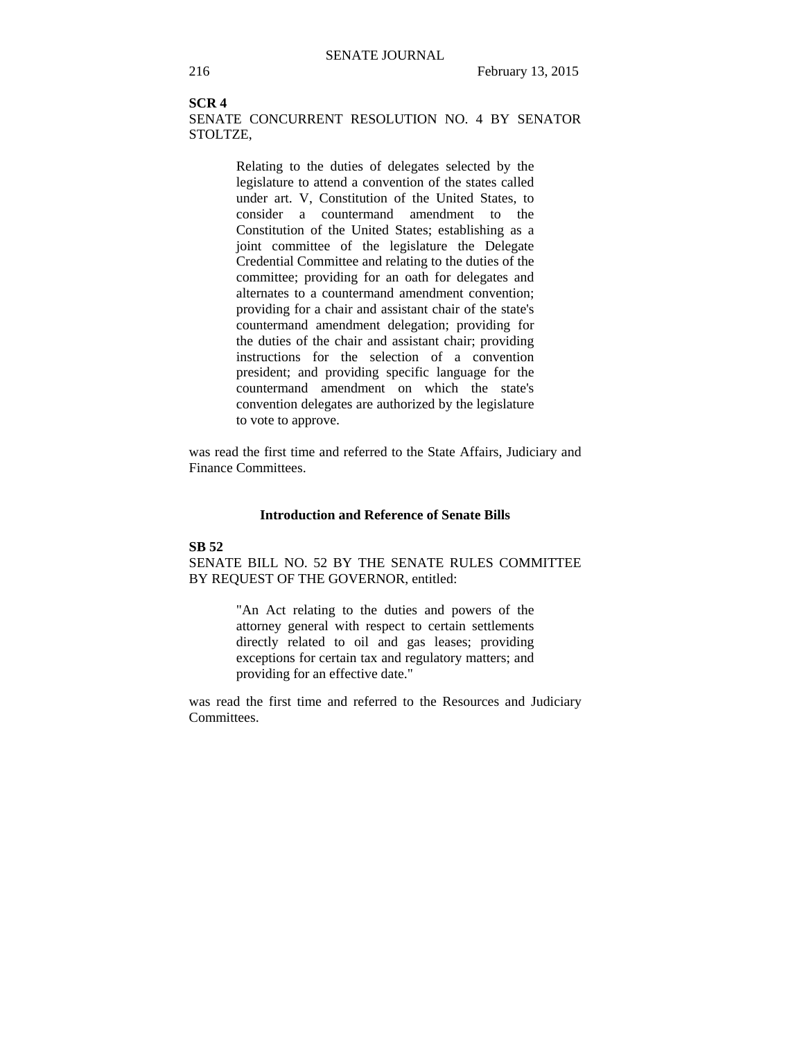**SCR 4**

SENATE CONCURRENT RESOLUTION NO. 4 BY SENATOR STOLTZE,

> Relating to the duties of delegates selected by the legislature to attend a convention of the states called under art. V, Constitution of the United States, to consider a countermand amendment to the Constitution of the United States; establishing as a joint committee of the legislature the Delegate Credential Committee and relating to the duties of the committee; providing for an oath for delegates and alternates to a countermand amendment convention; providing for a chair and assistant chair of the state's countermand amendment delegation; providing for the duties of the chair and assistant chair; providing instructions for the selection of a convention president; and providing specific language for the countermand amendment on which the state's convention delegates are authorized by the legislature to vote to approve.

was read the first time and referred to the State Affairs, Judiciary and Finance Committees.

### Introduction and Reference of Senate Bills

**SB 52**

SENATE BILL NO. 52 BY THE SENATE RULES COMMITTEE BY REQUEST OF THE GOVERNOR, entitled:

> "An Act relating to the duties and powers of the attorney general with respect to certain settlements directly related to oil and gas leases; providing exceptions for certain tax and regulatory matters; and providing for an effective date."

was read the first time and referred to the Resources and Judiciary Committees.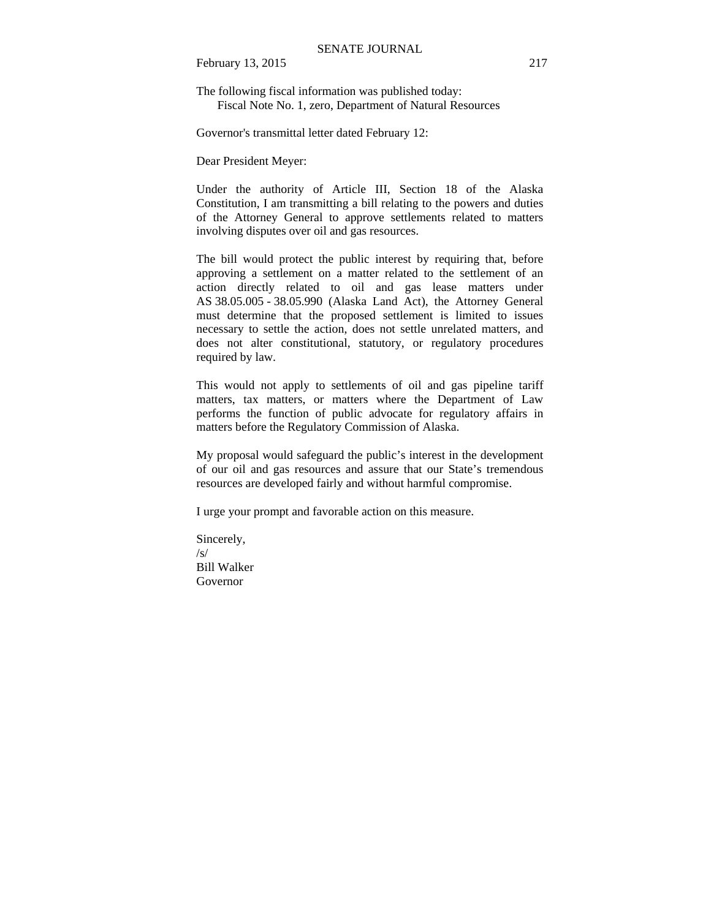The following fiscal information was published today:
Fiscal Note No. 1, zero, Department of Natural Resources

Governor's transmittal letter dated February 12:

Dear President Meyer:

Under the authority of Article III, Section 18 of the Alaska Constitution, I am transmitting a bill relating to the powers and duties of the Attorney General to approve settlements related to matters involving disputes over oil and gas resources.

The bill would protect the public interest by requiring that, before approving a settlement on a matter related to the settlement of an action directly related to oil and gas lease matters under AS 38.05.005 - 38.05.990 (Alaska Land Act), the Attorney General must determine that the proposed settlement is limited to issues necessary to settle the action, does not settle unrelated matters, and does not alter constitutional, statutory, or regulatory procedures required by law.

This would not apply to settlements of oil and gas pipeline tariff matters, tax matters, or matters where the Department of Law performs the function of public advocate for regulatory affairs in matters before the Regulatory Commission of Alaska.

My proposal would safeguard the public's interest in the development of our oil and gas resources and assure that our State's tremendous resources are developed fairly and without harmful compromise.

I urge your prompt and favorable action on this measure.

Sincerely,
/s/
Bill Walker
Governor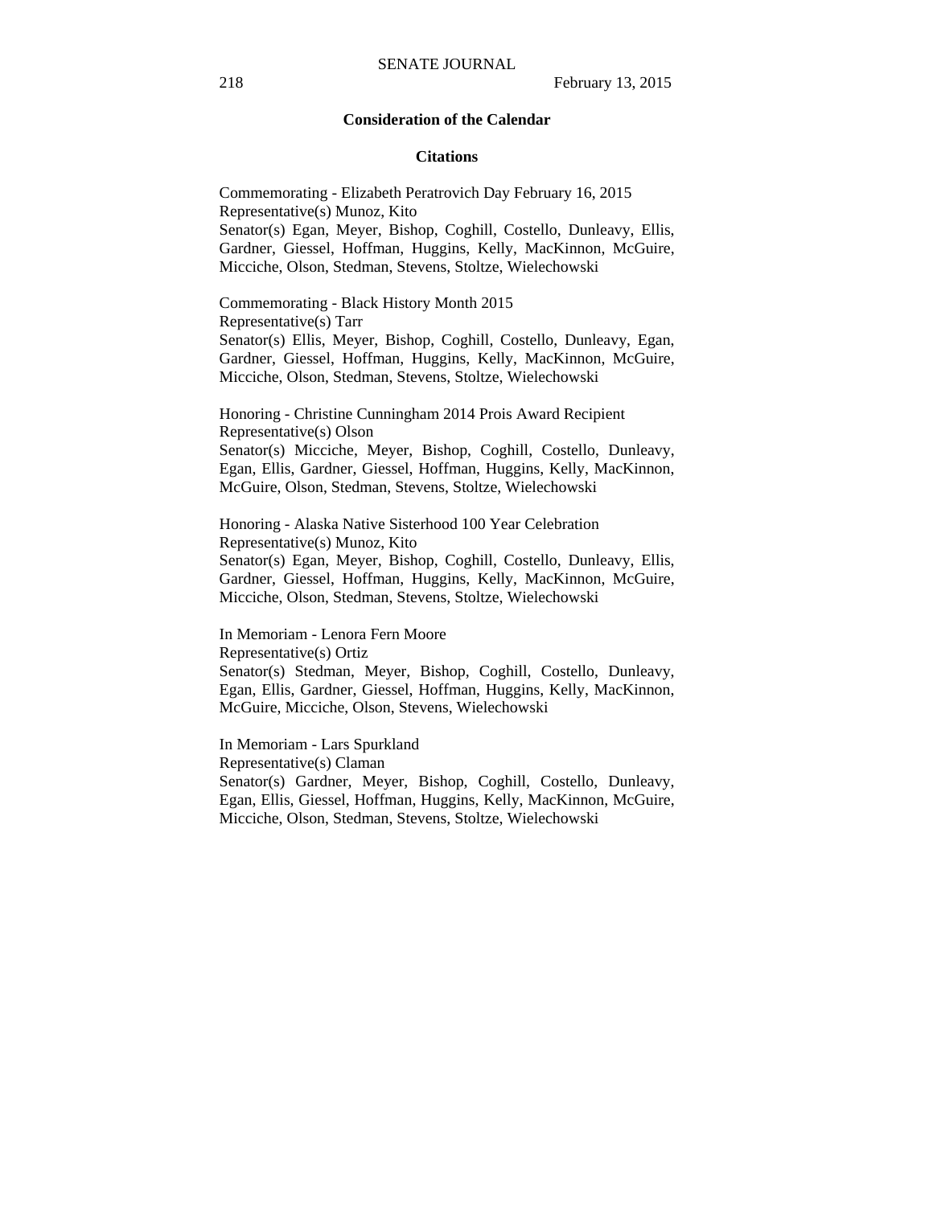## Consideration of the Calendar

### Citations

Commemorating - Elizabeth Peratrovich Day February 16, 2015
Representative(s) Munoz, Kito
Senator(s) Egan, Meyer, Bishop, Coghill, Costello, Dunleavy, Ellis, Gardner, Giessel, Hoffman, Huggins, Kelly, MacKinnon, McGuire, Micciche, Olson, Stedman, Stevens, Stoltze, Wielechowski

Commemorating - Black History Month 2015
Representative(s) Tarr
Senator(s) Ellis, Meyer, Bishop, Coghill, Costello, Dunleavy, Egan, Gardner, Giessel, Hoffman, Huggins, Kelly, MacKinnon, McGuire, Micciche, Olson, Stedman, Stevens, Stoltze, Wielechowski

Honoring - Christine Cunningham 2014 Prois Award Recipient
Representative(s) Olson
Senator(s) Micciche, Meyer, Bishop, Coghill, Costello, Dunleavy, Egan, Ellis, Gardner, Giessel, Hoffman, Huggins, Kelly, MacKinnon, McGuire, Olson, Stedman, Stevens, Stoltze, Wielechowski

Honoring - Alaska Native Sisterhood 100 Year Celebration
Representative(s) Munoz, Kito
Senator(s) Egan, Meyer, Bishop, Coghill, Costello, Dunleavy, Ellis, Gardner, Giessel, Hoffman, Huggins, Kelly, MacKinnon, McGuire, Micciche, Olson, Stedman, Stevens, Stoltze, Wielechowski

In Memoriam - Lenora Fern Moore
Representative(s) Ortiz
Senator(s) Stedman, Meyer, Bishop, Coghill, Costello, Dunleavy, Egan, Ellis, Gardner, Giessel, Hoffman, Huggins, Kelly, MacKinnon, McGuire, Micciche, Olson, Stevens, Wielechowski

In Memoriam - Lars Spurkland
Representative(s) Claman
Senator(s) Gardner, Meyer, Bishop, Coghill, Costello, Dunleavy, Egan, Ellis, Giessel, Hoffman, Huggins, Kelly, MacKinnon, McGuire, Micciche, Olson, Stedman, Stevens, Stoltze, Wielechowski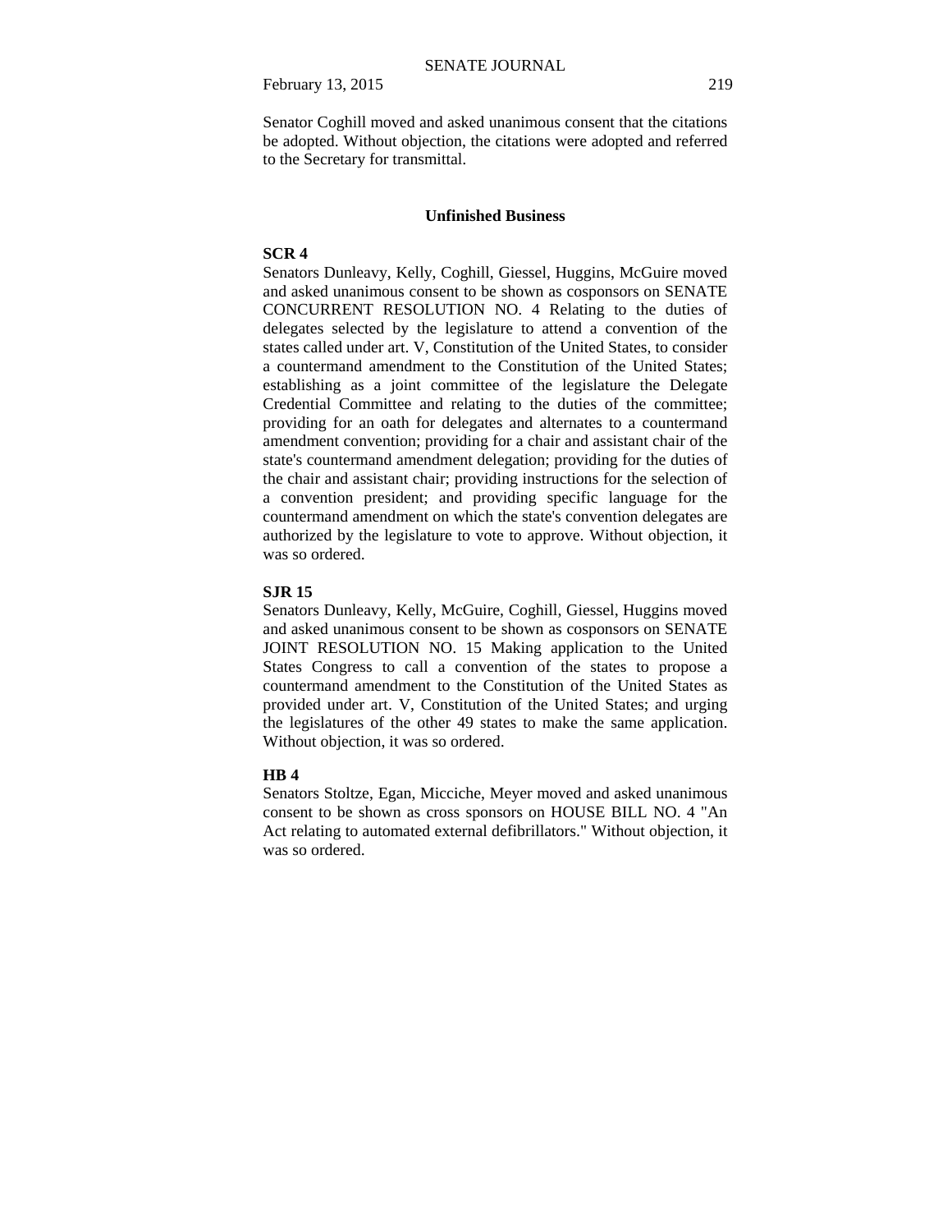Senator Coghill moved and asked unanimous consent that the citations be adopted. Without objection, the citations were adopted and referred to the Secretary for transmittal.

## Unfinished Business

**SCR 4**

Senators Dunleavy, Kelly, Coghill, Giessel, Huggins, McGuire moved and asked unanimous consent to be shown as cosponsors on SENATE CONCURRENT RESOLUTION NO. 4 Relating to the duties of delegates selected by the legislature to attend a convention of the states called under art. V, Constitution of the United States, to consider a countermand amendment to the Constitution of the United States; establishing as a joint committee of the legislature the Delegate Credential Committee and relating to the duties of the committee; providing for an oath for delegates and alternates to a countermand amendment convention; providing for a chair and assistant chair of the state's countermand amendment delegation; providing for the duties of the chair and assistant chair; providing instructions for the selection of a convention president; and providing specific language for the countermand amendment on which the state's convention delegates are authorized by the legislature to vote to approve. Without objection, it was so ordered.

**SJR 15**

Senators Dunleavy, Kelly, McGuire, Coghill, Giessel, Huggins moved and asked unanimous consent to be shown as cosponsors on SENATE JOINT RESOLUTION NO. 15 Making application to the United States Congress to call a convention of the states to propose a countermand amendment to the Constitution of the United States as provided under art. V, Constitution of the United States; and urging the legislatures of the other 49 states to make the same application. Without objection, it was so ordered.

**HB 4**

Senators Stoltze, Egan, Micciche, Meyer moved and asked unanimous consent to be shown as cross sponsors on HOUSE BILL NO. 4 "An Act relating to automated external defibrillators." Without objection, it was so ordered.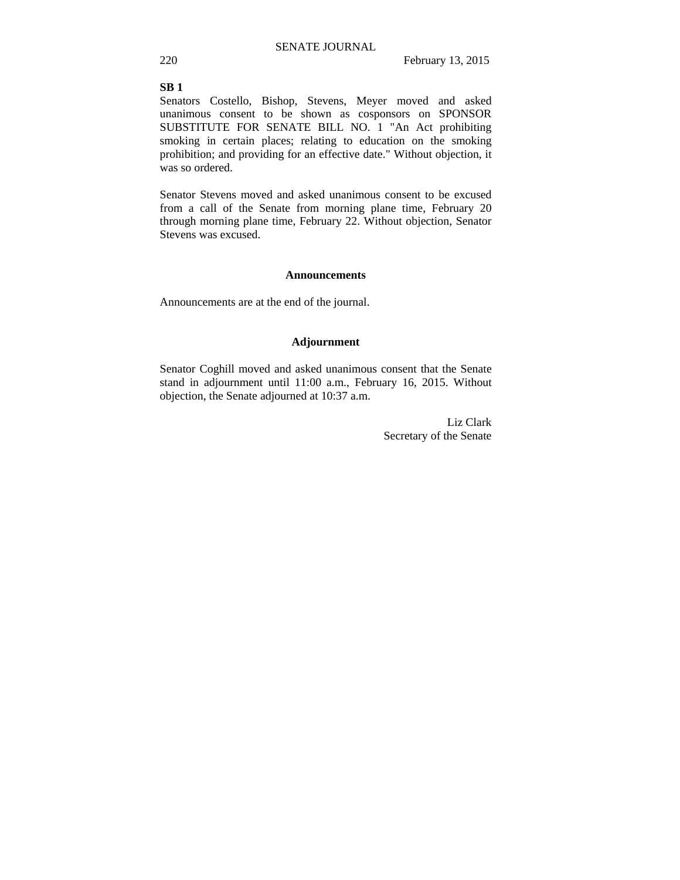**SB 1**

Senators Costello, Bishop, Stevens, Meyer moved and asked unanimous consent to be shown as cosponsors on SPONSOR SUBSTITUTE FOR SENATE BILL NO. 1 "An Act prohibiting smoking in certain places; relating to education on the smoking prohibition; and providing for an effective date." Without objection, it was so ordered.

Senator Stevens moved and asked unanimous consent to be excused from a call of the Senate from morning plane time, February 20 through morning plane time, February 22. Without objection, Senator Stevens was excused.

### Announcements

Announcements are at the end of the journal.

### Adjournment

Senator Coghill moved and asked unanimous consent that the Senate stand in adjournment until 11:00 a.m., February 16, 2015. Without objection, the Senate adjourned at 10:37 a.m.

Liz Clark
Secretary of the Senate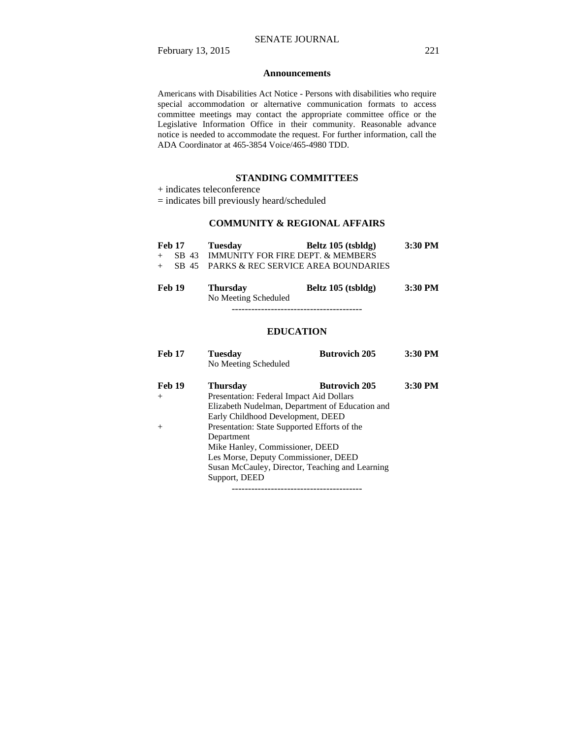## Announcements

Americans with Disabilities Act Notice - Persons with disabilities who require special accommodation or alternative communication formats to access committee meetings may contact the appropriate committee office or the Legislative Information Office in their community. Reasonable advance notice is needed to accommodate the request. For further information, call the ADA Coordinator at 465-3854 Voice/465-4980 TDD.

## STANDING COMMITTEES

+ indicates teleconference
= indicates bill previously heard/scheduled

### COMMUNITY & REGIONAL AFFAIRS

**Feb 17** **Tuesday** **Beltz 105 (tsbldg)** **3:30 PM**
+ SB 43 IMMUNITY FOR FIRE DEPT. & MEMBERS
+ SB 45 PARKS & REC SERVICE AREA BOUNDARIES

**Feb 19** **Thursday** **Beltz 105 (tsbldg)** **3:30 PM**
No Meeting Scheduled

----------------------------------------

### EDUCATION

**Feb 17** **Tuesday** **Butrovich 205** **3:30 PM**
No Meeting Scheduled

**Feb 19** **Thursday** **Butrovich 205** **3:30 PM**
+ Presentation: Federal Impact Aid Dollars
Elizabeth Nudelman, Department of Education and Early Childhood Development, DEED
+ Presentation: State Supported Efforts of the Department
Mike Hanley, Commissioner, DEED
Les Morse, Deputy Commissioner, DEED
Susan McCauley, Director, Teaching and Learning Support, DEED

----------------------------------------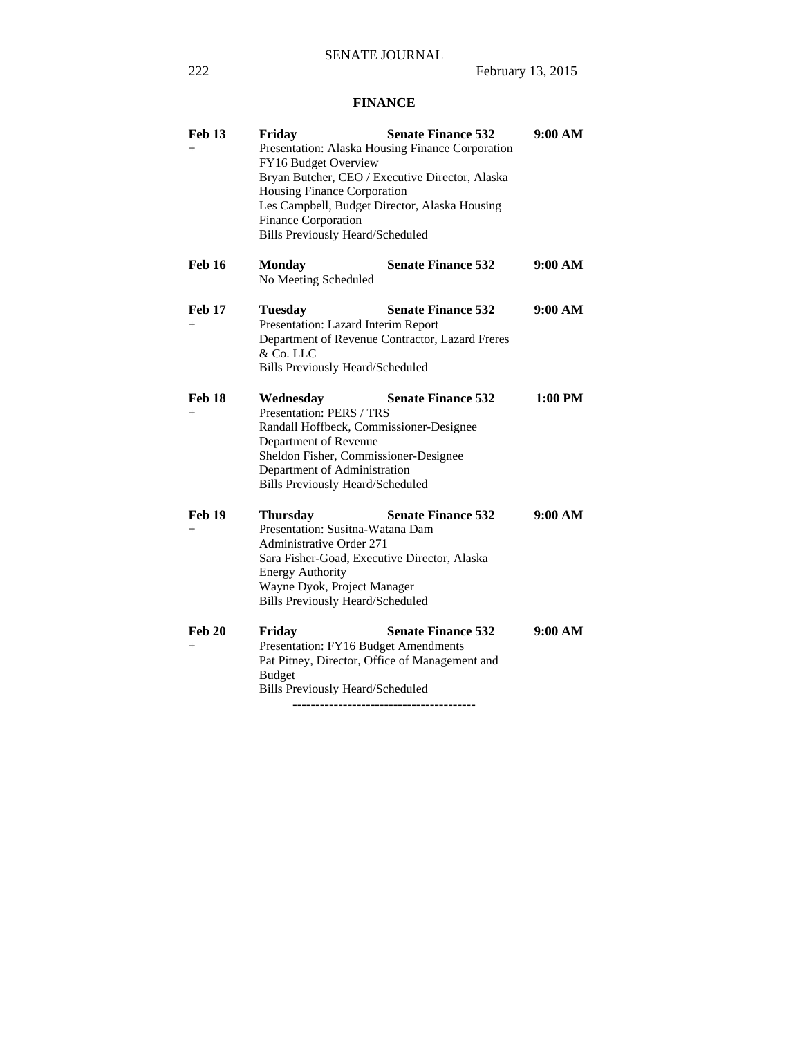## FINANCE

**Feb 13** **Friday** **Senate Finance 532** **9:00 AM**
+
Presentation: Alaska Housing Finance Corporation FY16 Budget Overview
Bryan Butcher, CEO / Executive Director, Alaska Housing Finance Corporation
Les Campbell, Budget Director, Alaska Housing Finance Corporation
Bills Previously Heard/Scheduled

**Feb 16** **Monday** **Senate Finance 532** **9:00 AM**
No Meeting Scheduled

**Feb 17** **Tuesday** **Senate Finance 532** **9:00 AM**
+
Presentation: Lazard Interim Report
Department of Revenue Contractor, Lazard Freres & Co. LLC
Bills Previously Heard/Scheduled

**Feb 18** **Wednesday** **Senate Finance 532** **1:00 PM**
+
Presentation: PERS / TRS
Randall Hoffbeck, Commissioner-Designee Department of Revenue
Sheldon Fisher, Commissioner-Designee Department of Administration
Bills Previously Heard/Scheduled

**Feb 19** **Thursday** **Senate Finance 532** **9:00 AM**
+
Presentation: Susitna-Watana Dam Administrative Order 271
Sara Fisher-Goad, Executive Director, Alaska Energy Authority
Wayne Dyok, Project Manager
Bills Previously Heard/Scheduled

**Feb 20** **Friday** **Senate Finance 532** **9:00 AM**
+
Presentation: FY16 Budget Amendments
Pat Pitney, Director, Office of Management and Budget
Bills Previously Heard/Scheduled

----------------------------------------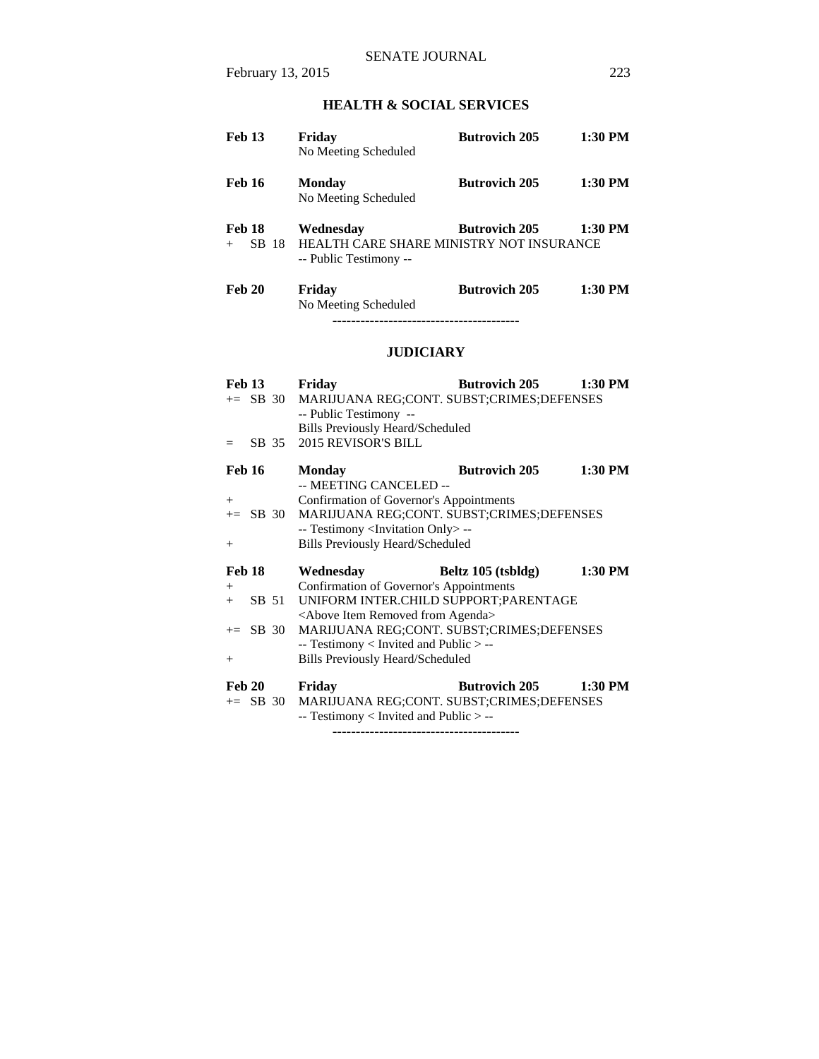## HEALTH & SOCIAL SERVICES

**Feb 13** **Friday** **Butrovich 205** **1:30 PM**
No Meeting Scheduled

**Feb 16** **Monday** **Butrovich 205** **1:30 PM**
No Meeting Scheduled

**Feb 18** **Wednesday** **Butrovich 205** **1:30 PM**
\+ SB 18 HEALTH CARE SHARE MINISTRY NOT INSURANCE
-- Public Testimony --

**Feb 20** **Friday** **Butrovich 205** **1:30 PM**
No Meeting Scheduled

----------------------------------------

## JUDICIARY

**Feb 13** **Friday** **Butrovich 205** **1:30 PM**
+= SB 30 MARIJUANA REG;CONT. SUBST;CRIMES;DEFENSES
-- Public Testimony --
Bills Previously Heard/Scheduled
= SB 35 2015 REVISOR'S BILL

**Feb 16** **Monday** **Butrovich 205** **1:30 PM**
-- MEETING CANCELED --
\+ Confirmation of Governor's Appointments
+= SB 30 MARIJUANA REG;CONT. SUBST;CRIMES;DEFENSES
-- Testimony <Invitation Only> --
\+ Bills Previously Heard/Scheduled

**Feb 18** **Wednesday** **Beltz 105 (tsbldg)** **1:30 PM**
\+ Confirmation of Governor's Appointments
\+ SB 51 UNIFORM INTER.CHILD SUPPORT;PARENTAGE
<Above Item Removed from Agenda>
+= SB 30 MARIJUANA REG;CONT. SUBST;CRIMES;DEFENSES
-- Testimony < Invited and Public > --
\+ Bills Previously Heard/Scheduled

**Feb 20** **Friday** **Butrovich 205** **1:30 PM**
+= SB 30 MARIJUANA REG;CONT. SUBST;CRIMES;DEFENSES
-- Testimony < Invited and Public > --

----------------------------------------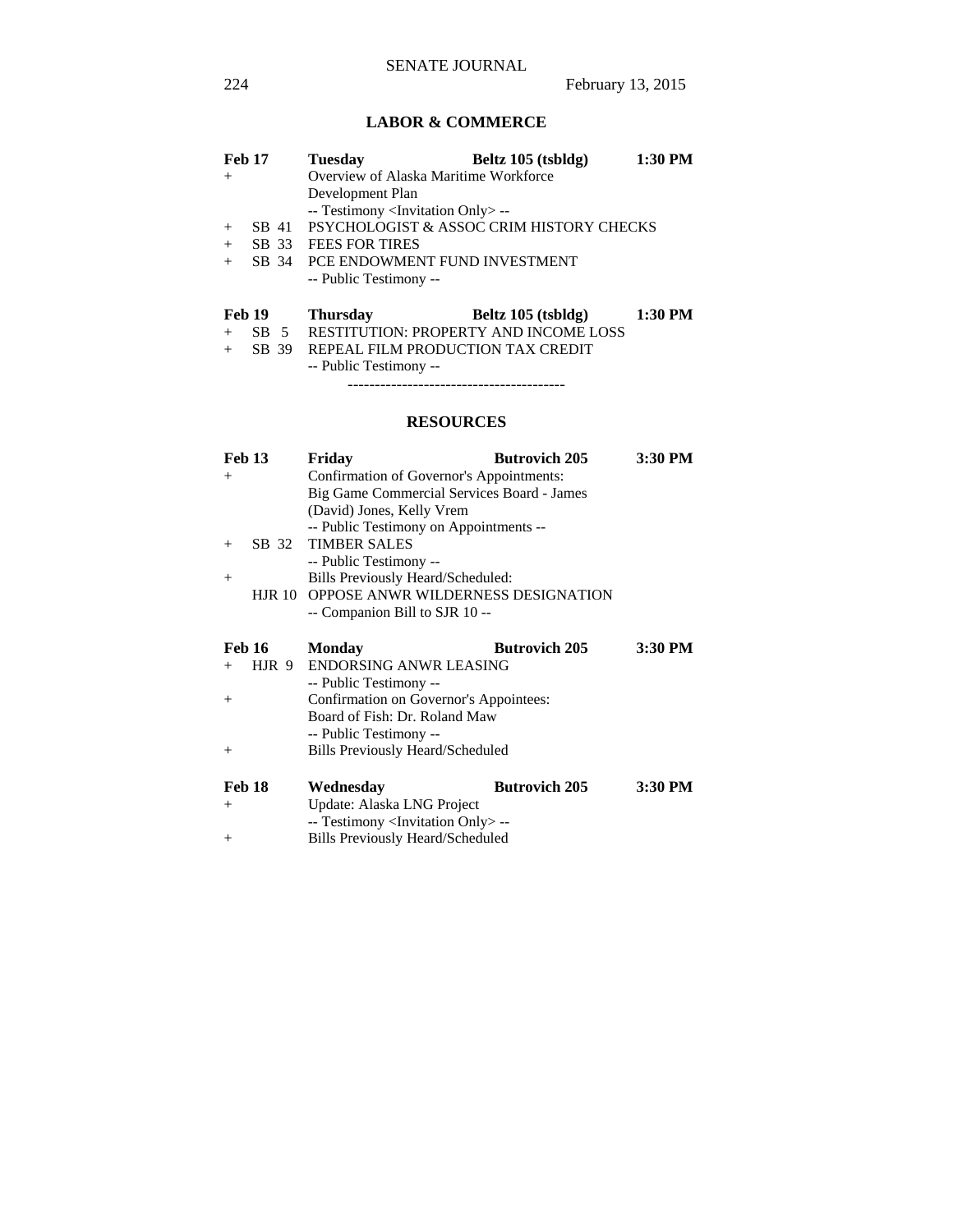## LABOR & COMMERCE

| | | | | |
|---|---|---|---|---|
| **Feb 17** | | **Tuesday** | **Beltz 105 (tsbldg)** | **1:30 PM** |
| + | | Overview of Alaska Maritime Workforce Development Plan | | |
| | | -- Testimony <Invitation Only> -- | | |
| + | SB 41 | PSYCHOLOGIST & ASSOC CRIM HISTORY CHECKS | | |
| + | SB 33 | FEES FOR TIRES | | |
| + | SB 34 | PCE ENDOWMENT FUND INVESTMENT | | |
| | | -- Public Testimony -- | | |

| | | | | |
|---|---|---|---|---|
| **Feb 19** | | **Thursday** | **Beltz 105 (tsbldg)** | **1:30 PM** |
| + | SB 5 | RESTITUTION: PROPERTY AND INCOME LOSS | | |
| + | SB 39 | REPEAL FILM PRODUCTION TAX CREDIT | | |
| | | -- Public Testimony -- | | |

----------------------------------------

## RESOURCES

| | | | | |
|---|---|---|---|---|
| **Feb 13** | | **Friday** | **Butrovich 205** | **3:30 PM** |
| + | | Confirmation of Governor's Appointments: | | |
| | | Big Game Commercial Services Board - James (David) Jones, Kelly Vrem | | |
| | | -- Public Testimony on Appointments -- | | |
| + | SB 32 | TIMBER SALES | | |
| | | -- Public Testimony -- | | |
| + | | Bills Previously Heard/Scheduled: | | |
| | HJR 10 | OPPOSE ANWR WILDERNESS DESIGNATION | | |
| | | -- Companion Bill to SJR 10 -- | | |

| | | | | |
|---|---|---|---|---|
| **Feb 16** | | **Monday** | **Butrovich 205** | **3:30 PM** |
| + | HJR 9 | ENDORSING ANWR LEASING | | |
| | | -- Public Testimony -- | | |
| + | | Confirmation on Governor's Appointees: | | |
| | | Board of Fish: Dr. Roland Maw | | |
| | | -- Public Testimony -- | | |
| + | | Bills Previously Heard/Scheduled | | |

| | | | | |
|---|---|---|---|---|
| **Feb 18** | | **Wednesday** | **Butrovich 205** | **3:30 PM** |
| + | | Update: Alaska LNG Project | | |
| | | -- Testimony <Invitation Only> -- | | |
| + | | Bills Previously Heard/Scheduled | | |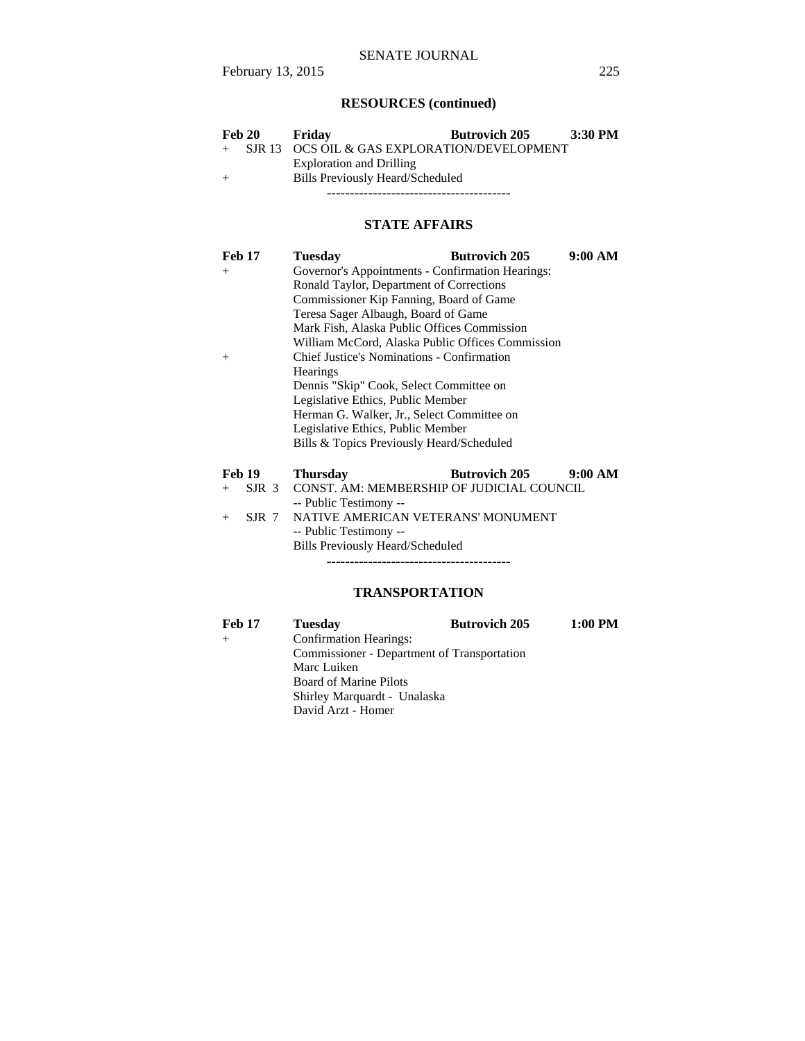## RESOURCES (continued)

**Feb 20 Friday Butrovich 205 3:30 PM**

\+ SJR 13 OCS OIL & GAS EXPLORATION/DEVELOPMENT
Exploration and Drilling

\+ Bills Previously Heard/Scheduled

----------------------------------------

## STATE AFFAIRS

**Feb 17 Tuesday Butrovich 205 9:00 AM**

\+ Governor's Appointments - Confirmation Hearings:
Ronald Taylor, Department of Corrections
Commissioner Kip Fanning, Board of Game
Teresa Sager Albaugh, Board of Game
Mark Fish, Alaska Public Offices Commission
William McCord, Alaska Public Offices Commission

\+ Chief Justice's Nominations - Confirmation Hearings
Dennis "Skip" Cook, Select Committee on Legislative Ethics, Public Member
Herman G. Walker, Jr., Select Committee on Legislative Ethics, Public Member
Bills & Topics Previously Heard/Scheduled

**Feb 19 Thursday Butrovich 205 9:00 AM**

\+ SJR 3 CONST. AM: MEMBERSHIP OF JUDICIAL COUNCIL
-- Public Testimony --

\+ SJR 7 NATIVE AMERICAN VETERANS' MONUMENT
-- Public Testimony --
Bills Previously Heard/Scheduled

----------------------------------------

## TRANSPORTATION

**Feb 17 Tuesday Butrovich 205 1:00 PM**

\+ Confirmation Hearings:
Commissioner - Department of Transportation
Marc Luiken
Board of Marine Pilots
Shirley Marquardt - Unalaska
David Arzt - Homer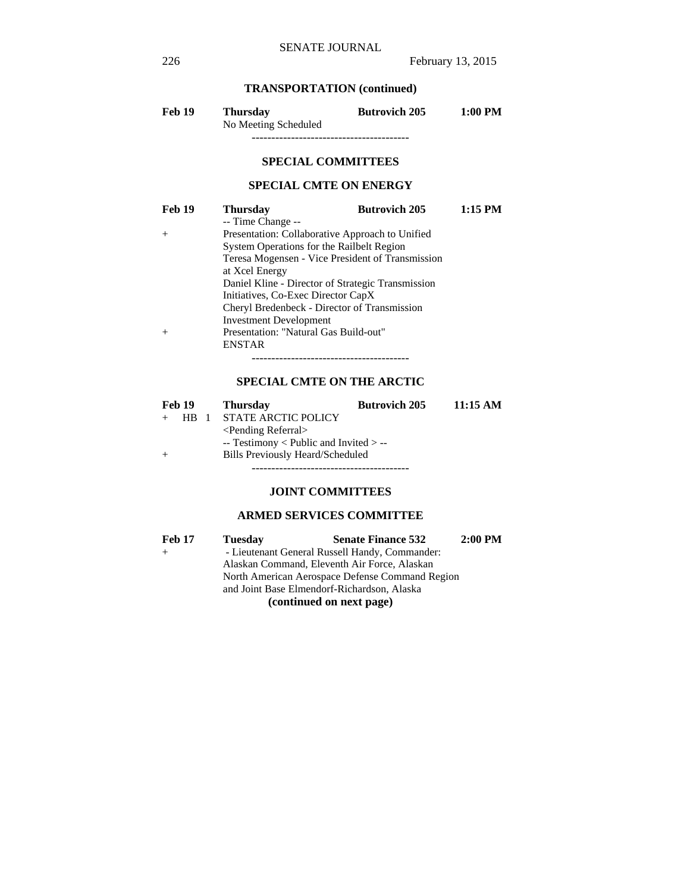## TRANSPORTATION (continued)

**Feb 19** **Thursday** **Butrovich 205** **1:00 PM**
No Meeting Scheduled

----------------------------------------

## SPECIAL COMMITTEES

### SPECIAL CMTE ON ENERGY

**Feb 19** **Thursday** **Butrovich 205** **1:15 PM**
-- Time Change --
+ Presentation: Collaborative Approach to Unified System Operations for the Railbelt Region
Teresa Mogensen - Vice President of Transmission at Xcel Energy
Daniel Kline - Director of Strategic Transmission Initiatives, Co-Exec Director CapX
Cheryl Bredenbeck - Director of Transmission Investment Development
+ Presentation: "Natural Gas Build-out"
ENSTAR

----------------------------------------

### SPECIAL CMTE ON THE ARCTIC

**Feb 19** **Thursday** **Butrovich 205** **11:15 AM**
+ HB 1 STATE ARCTIC POLICY
<Pending Referral>
-- Testimony < Public and Invited > --
+ Bills Previously Heard/Scheduled

----------------------------------------

## JOINT COMMITTEES

### ARMED SERVICES COMMITTEE

**Feb 17** **Tuesday** **Senate Finance 532** **2:00 PM**
+ - Lieutenant General Russell Handy, Commander: Alaskan Command, Eleventh Air Force, Alaskan North American Aerospace Defense Command Region and Joint Base Elmendorf-Richardson, Alaska

**(continued on next page)**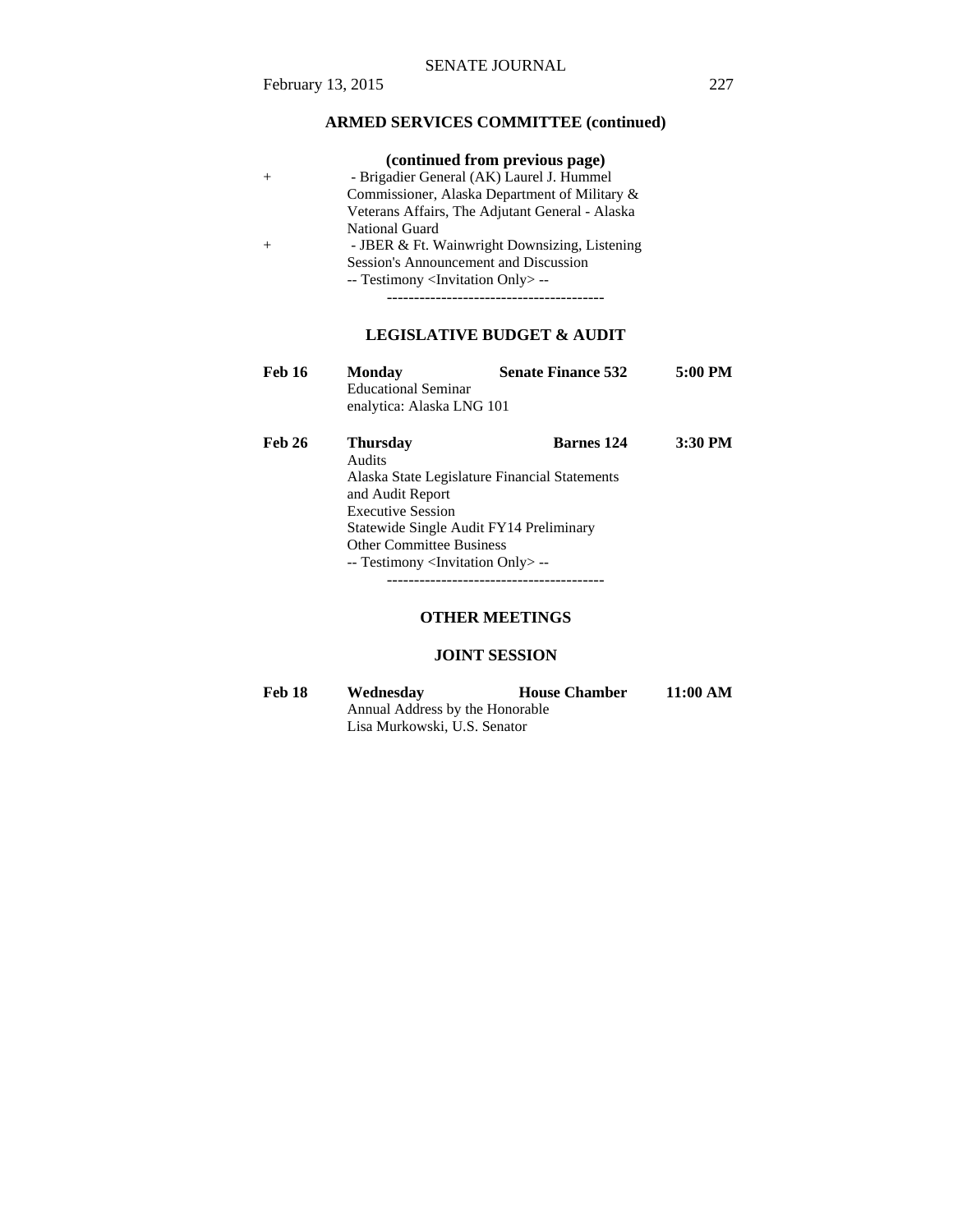## ARMED SERVICES COMMITTEE (continued)

**(continued from previous page)**

\+ - Brigadier General (AK) Laurel J. Hummel
Commissioner, Alaska Department of Military & Veterans Affairs, The Adjutant General - Alaska National Guard

\+ - JBER & Ft. Wainwright Downsizing, Listening Session's Announcement and Discussion

-- Testimony <Invitation Only> --

----------------------------------------

## LEGISLATIVE BUDGET & AUDIT

| | | | |
|---|---|---|---|
| **Feb 16** | **Monday** | **Senate Finance 532** | **5:00 PM** |

Educational Seminar
enalytica: Alaska LNG 101

| | | | |
|---|---|---|---|
| **Feb 26** | **Thursday** | **Barnes 124** | **3:30 PM** |

Audits
Alaska State Legislature Financial Statements and Audit Report
Executive Session
Statewide Single Audit FY14 Preliminary
Other Committee Business
-- Testimony <Invitation Only> --

----------------------------------------

## OTHER MEETINGS

## JOINT SESSION

| | | | |
|---|---|---|---|
| **Feb 18** | **Wednesday** | **House Chamber** | **11:00 AM** |

Annual Address by the Honorable
Lisa Murkowski, U.S. Senator